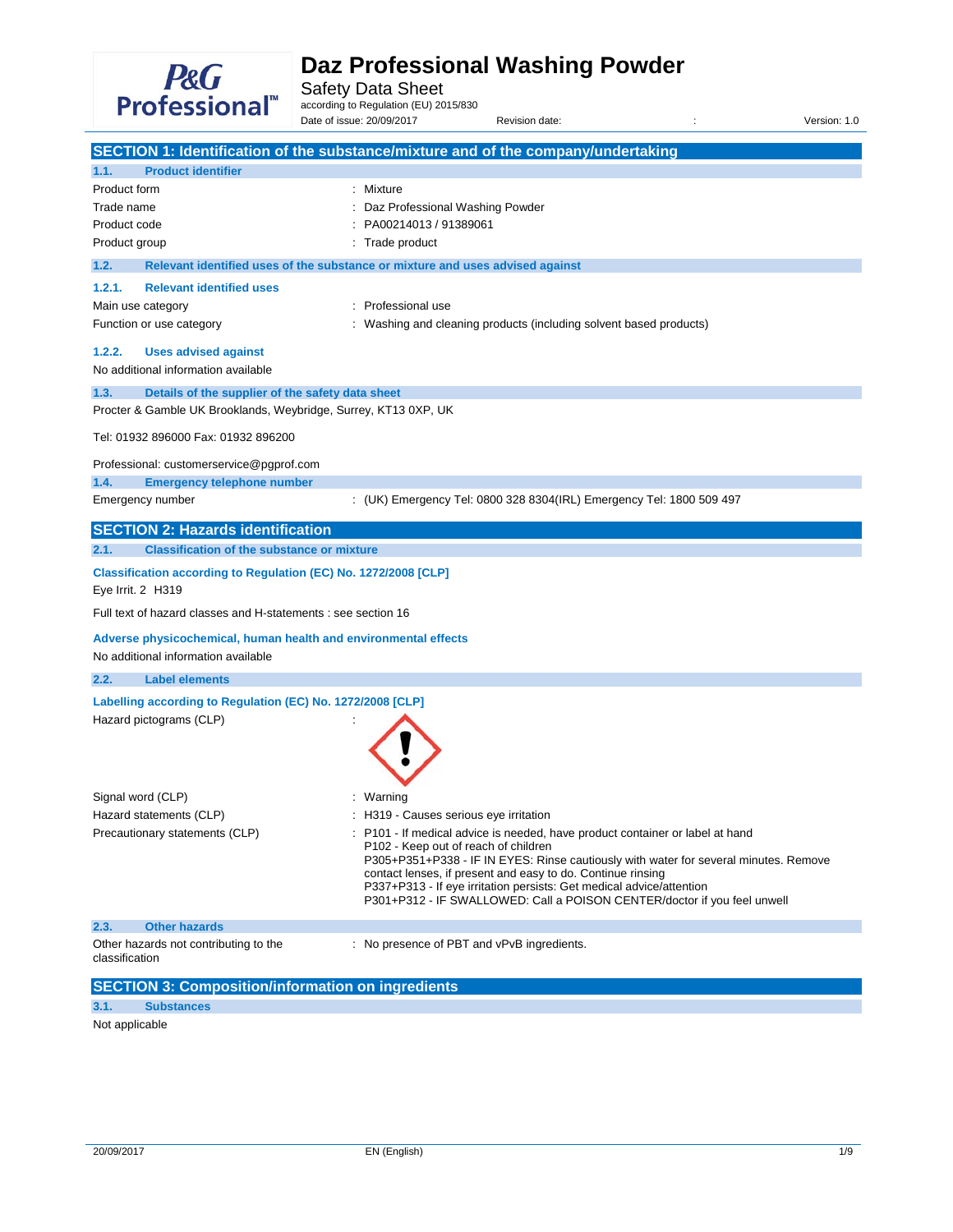# Daz Professional Washing Powder

Safety Data Sheet

according to Regulation (EU) 2015/830

Date of issue: 20/09/2017 Revision date: : Version: 1.0

## SECTION 1: Identification of the substance/mixture and of the company/undertaking

### 1.1. Product identifier

| | |
|---|---|
| Product form | : Mixture |
| Trade name | : Daz Professional Washing Powder |
| Product code | : PA00214013 / 91389061 |
| Product group | : Trade product |

### 1.2. Relevant identified uses of the substance or mixture and uses advised against

#### 1.2.1. Relevant identified uses

| | |
|---|---|
| Main use category | : Professional use |
| Function or use category | : Washing and cleaning products (including solvent based products) |

#### 1.2.2. Uses advised against

No additional information available

### 1.3. Details of the supplier of the safety data sheet

Procter & Gamble UK Brooklands, Weybridge, Surrey, KT13 0XP, UK

Tel: 01932 896000 Fax: 01932 896200

Professional: customerservice@pgprof.com

### 1.4. Emergency telephone number

| | |
|---|---|
| Emergency number | : (UK) Emergency Tel: 0800 328 8304(IRL) Emergency Tel: 1800 509 497 |

## SECTION 2: Hazards identification

### 2.1. Classification of the substance or mixture

**Classification according to Regulation (EC) No. 1272/2008 [CLP]**

Eye Irrit. 2 H319

Full text of hazard classes and H-statements : see section 16

**Adverse physicochemical, human health and environmental effects**

No additional information available

### 2.2. Label elements

**Labelling according to Regulation (EC) No. 1272/2008 [CLP]**

Hazard pictograms (CLP) :

Signal word (CLP) : Warning

Hazard statements (CLP) : H319 - Causes serious eye irritation

Precautionary statements (CLP) : P101 - If medical advice is needed, have product container or label at hand
P102 - Keep out of reach of children
P305+P351+P338 - IF IN EYES: Rinse cautiously with water for several minutes. Remove contact lenses, if present and easy to do. Continue rinsing
P337+P313 - If eye irritation persists: Get medical advice/attention
P301+P312 - IF SWALLOWED: Call a POISON CENTER/doctor if you feel unwell

### 2.3. Other hazards

Other hazards not contributing to the classification : No presence of PBT and vPvB ingredients.

## SECTION 3: Composition/information on ingredients

### 3.1. Substances

Not applicable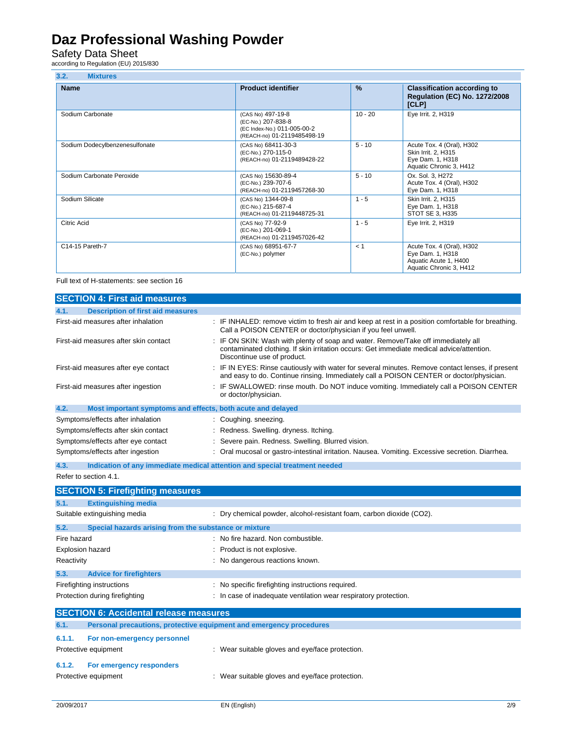### 3.2. Mixtures

| Name | Product identifier | % | Classification according to Regulation (EC) No. 1272/2008 [CLP] |
|---|---|---|---|
| Sodium Carbonate | (CAS No) 497-19-8<br>(EC-No.) 207-838-8<br>(EC Index-No.) 011-005-00-2<br>(REACH-no) 01-2119485498-19 | 10 - 20 | Eye Irrit. 2, H319 |
| Sodium Dodecylbenzenesulfonate | (CAS No) 68411-30-3<br>(EC-No.) 270-115-0<br>(REACH-no) 01-2119489428-22 | 5 - 10 | Acute Tox. 4 (Oral), H302<br>Skin Irrit. 2, H315<br>Eye Dam. 1, H318<br>Aquatic Chronic 3, H412 |
| Sodium Carbonate Peroxide | (CAS No) 15630-89-4<br>(EC-No.) 239-707-6<br>(REACH-no) 01-2119457268-30 | 5 - 10 | Ox. Sol. 3, H272<br>Acute Tox. 4 (Oral), H302<br>Eye Dam. 1, H318 |
| Sodium Silicate | (CAS No) 1344-09-8<br>(EC-No.) 215-687-4<br>(REACH-no) 01-2119448725-31 | 1 - 5 | Skin Irrit. 2, H315<br>Eye Dam. 1, H318<br>STOT SE 3, H335 |
| Citric Acid | (CAS No) 77-92-9<br>(EC-No.) 201-069-1<br>(REACH-no) 01-2119457026-42 | 1 - 5 | Eye Irrit. 2, H319 |
| C14-15 Pareth-7 | (CAS No) 68951-67-7<br>(EC-No.) polymer | < 1 | Acute Tox. 4 (Oral), H302<br>Eye Dam. 1, H318<br>Aquatic Acute 1, H400<br>Aquatic Chronic 3, H412 |

Full text of H-statements: see section 16

## SECTION 4: First aid measures

### 4.1. Description of first aid measures

| | |
|---|---|
| First-aid measures after inhalation | : IF INHALED: remove victim to fresh air and keep at rest in a position comfortable for breathing. Call a POISON CENTER or doctor/physician if you feel unwell. |
| First-aid measures after skin contact | : IF ON SKIN: Wash with plenty of soap and water. Remove/Take off immediately all contaminated clothing. If skin irritation occurs: Get immediate medical advice/attention. Discontinue use of product. |
| First-aid measures after eye contact | : IF IN EYES: Rinse cautiously with water for several minutes. Remove contact lenses, if present and easy to do. Continue rinsing. Immediately call a POISON CENTER or doctor/physician. |
| First-aid measures after ingestion | : IF SWALLOWED: rinse mouth. Do NOT induce vomiting. Immediately call a POISON CENTER or doctor/physician. |

### 4.2. Most important symptoms and effects, both acute and delayed

| | |
|---|---|
| Symptoms/effects after inhalation | : Coughing. sneezing. |
| Symptoms/effects after skin contact | : Redness. Swelling. dryness. Itching. |
| Symptoms/effects after eye contact | : Severe pain. Redness. Swelling. Blurred vision. |
| Symptoms/effects after ingestion | : Oral mucosal or gastro-intestinal irritation. Nausea. Vomiting. Excessive secretion. Diarrhea. |

### 4.3. Indication of any immediate medical attention and special treatment needed

Refer to section 4.1.

## SECTION 5: Firefighting measures

### 5.1. Extinguishing media

| | |
|---|---|
| Suitable extinguishing media | : Dry chemical powder, alcohol-resistant foam, carbon dioxide ($CO_2$). |

### 5.2. Special hazards arising from the substance or mixture

| | |
|---|---|
| Fire hazard | : No fire hazard. Non combustible. |
| Explosion hazard | : Product is not explosive. |
| Reactivity | : No dangerous reactions known. |

### 5.3. Advice for firefighters

| | |
|---|---|
| Firefighting instructions | : No specific firefighting instructions required. |
| Protection during firefighting | : In case of inadequate ventilation wear respiratory protection. |

## SECTION 6: Accidental release measures

### 6.1. Personal precautions, protective equipment and emergency procedures

#### 6.1.1. For non-emergency personnel

| | |
|---|---|
| Protective equipment | : Wear suitable gloves and eye/face protection. |

#### 6.1.2. For emergency responders

| | |
|---|---|
| Protective equipment | : Wear suitable gloves and eye/face protection. |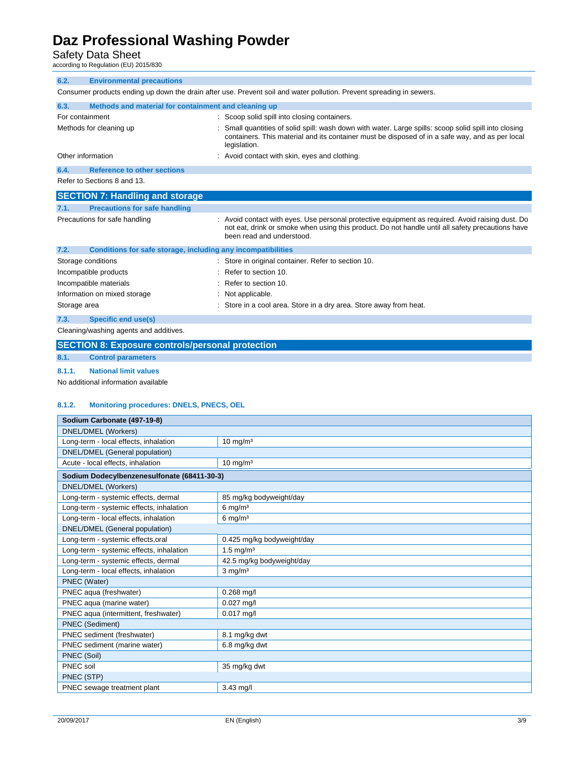### 6.2. Environmental precautions

Consumer products ending up down the drain after use. Prevent soil and water pollution. Prevent spreading in sewers.

### 6.3. Methods and material for containment and cleaning up

| | |
|---|---|
| For containment | : Scoop solid spill into closing containers. |
| Methods for cleaning up | : Small quantities of solid spill: wash down with water. Large spills: scoop solid spill into closing containers. This material and its container must be disposed of in a safe way, and as per local legislation. |
| Other information | : Avoid contact with skin, eyes and clothing. |

### 6.4. Reference to other sections

Refer to Sections 8 and 13.

## SECTION 7: Handling and storage

### 7.1. Precautions for safe handling

| | |
|---|---|
| Precautions for safe handling | : Avoid contact with eyes. Use personal protective equipment as required. Avoid raising dust. Do not eat, drink or smoke when using this product. Do not handle until all safety precautions have been read and understood. |

### 7.2. Conditions for safe storage, including any incompatibilities

| | |
|---|---|
| Storage conditions | : Store in original container. Refer to section 10. |
| Incompatible products | : Refer to section 10. |
| Incompatible materials | : Refer to section 10. |
| Information on mixed storage | : Not applicable. |
| Storage area | : Store in a cool area. Store in a dry area. Store away from heat. |

### 7.3. Specific end use(s)

Cleaning/washing agents and additives.

## SECTION 8: Exposure controls/personal protection

### 8.1. Control parameters

#### 8.1.1. National limit values

No additional information available

#### 8.1.2. Monitoring procedures: DNELS, PNECS, OEL

| **Sodium Carbonate (497-19-8)** | |
|---|---|
| DNEL/DMEL (Workers) | |
| Long-term - local effects, inhalation | 10 mg/m³ |
| DNEL/DMEL (General population) | |
| Acute - local effects, inhalation | 10 mg/m³ |

| **Sodium Dodecylbenzenesulfonate (68411-30-3)** | |
|---|---|
| DNEL/DMEL (Workers) | |
| Long-term - systemic effects, dermal | 85 mg/kg bodyweight/day |
| Long-term - systemic effects, inhalation | 6 mg/m³ |
| Long-term - local effects, inhalation | 6 mg/m³ |
| DNEL/DMEL (General population) | |
| Long-term - systemic effects,oral | 0.425 mg/kg bodyweight/day |
| Long-term - systemic effects, inhalation | 1.5 mg/m³ |
| Long-term - systemic effects, dermal | 42.5 mg/kg bodyweight/day |
| Long-term - local effects, inhalation | 3 mg/m³ |
| PNEC (Water) | |
| PNEC aqua (freshwater) | 0.268 mg/l |
| PNEC aqua (marine water) | 0.027 mg/l |
| PNEC aqua (intermittent, freshwater) | 0.017 mg/l |
| PNEC (Sediment) | |
| PNEC sediment (freshwater) | 8.1 mg/kg dwt |
| PNEC sediment (marine water) | 6.8 mg/kg dwt |
| PNEC (Soil) | |
| PNEC soil | 35 mg/kg dwt |
| PNEC (STP) | |
| PNEC sewage treatment plant | 3.43 mg/l |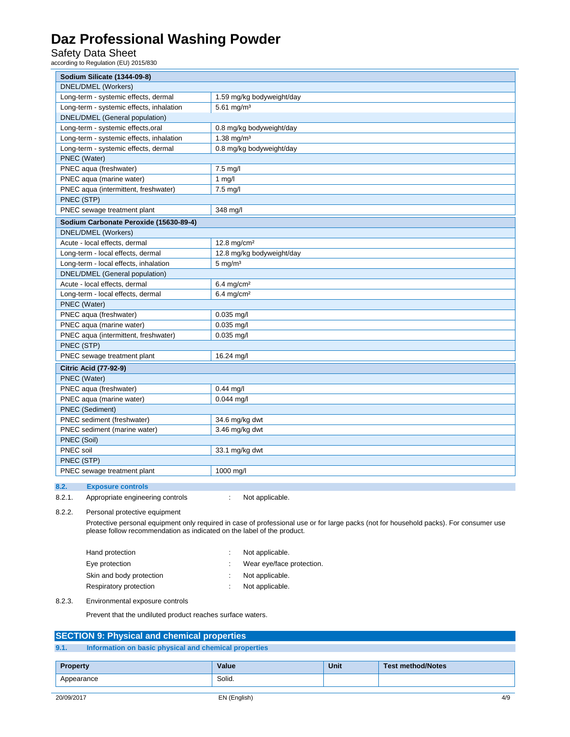| Sodium Silicate (1344-09-8) | |
|---|---|
| DNEL/DMEL (Workers) | |
| Long-term - systemic effects, dermal | 1.59 mg/kg bodyweight/day |
| Long-term - systemic effects, inhalation | 5.61 mg/m³ |
| DNEL/DMEL (General population) | |
| Long-term - systemic effects,oral | 0.8 mg/kg bodyweight/day |
| Long-term - systemic effects, inhalation | 1.38 mg/m³ |
| Long-term - systemic effects, dermal | 0.8 mg/kg bodyweight/day |
| PNEC (Water) | |
| PNEC aqua (freshwater) | 7.5 mg/l |
| PNEC aqua (marine water) | 1 mg/l |
| PNEC aqua (intermittent, freshwater) | 7.5 mg/l |
| PNEC (STP) | |
| PNEC sewage treatment plant | 348 mg/l |

| Sodium Carbonate Peroxide (15630-89-4) | |
|---|---|
| DNEL/DMEL (Workers) | |
| Acute - local effects, dermal | 12.8 mg/cm² |
| Long-term - local effects, dermal | 12.8 mg/kg bodyweight/day |
| Long-term - local effects, inhalation | 5 mg/m³ |
| DNEL/DMEL (General population) | |
| Acute - local effects, dermal | 6.4 mg/cm² |
| Long-term - local effects, dermal | 6.4 mg/cm² |
| PNEC (Water) | |
| PNEC aqua (freshwater) | 0.035 mg/l |
| PNEC aqua (marine water) | 0.035 mg/l |
| PNEC aqua (intermittent, freshwater) | 0.035 mg/l |
| PNEC (STP) | |
| PNEC sewage treatment plant | 16.24 mg/l |

| Citric Acid (77-92-9) | |
|---|---|
| PNEC (Water) | |
| PNEC aqua (freshwater) | 0.44 mg/l |
| PNEC aqua (marine water) | 0.044 mg/l |
| PNEC (Sediment) | |
| PNEC sediment (freshwater) | 34.6 mg/kg dwt |
| PNEC sediment (marine water) | 3.46 mg/kg dwt |
| PNEC (Soil) | |
| PNEC soil | 33.1 mg/kg dwt |
| PNEC (STP) | |
| PNEC sewage treatment plant | 1000 mg/l |

### 8.2. Exposure controls

8.2.1. Appropriate engineering controls : Not applicable.

8.2.2. Personal protective equipment

Protective personal equipment only required in case of professional use or for large packs (not for household packs). For consumer use please follow recommendation as indicated on the label of the product.

Hand protection : Not applicable.

Eye protection : Wear eye/face protection.

Skin and body protection : Not applicable.

Respiratory protection : Not applicable.

8.2.3. Environmental exposure controls

Prevent that the undiluted product reaches surface waters.

## SECTION 9: Physical and chemical properties

### 9.1. Information on basic physical and chemical properties

| Property | Value | Unit | Test method/Notes |
|---|---|---|---|
| Appearance | Solid. | | |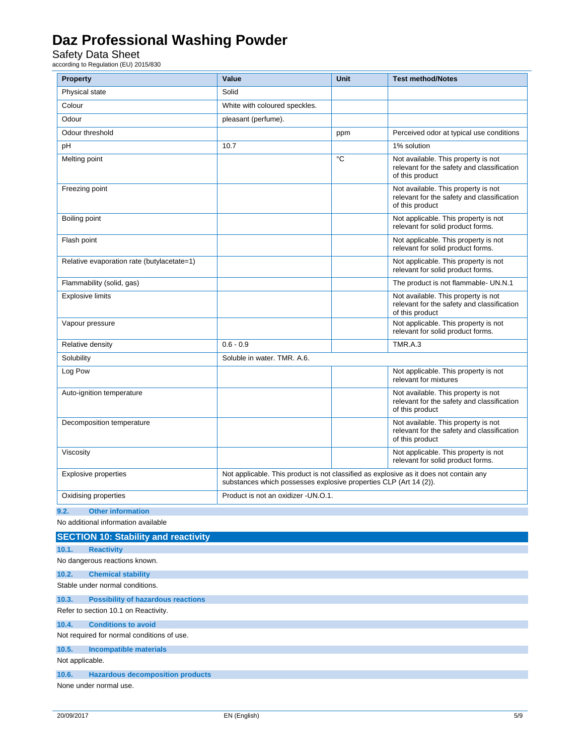| Property | Value | Unit | Test method/Notes |
| --- | --- | --- | --- |
| Physical state | Solid | | |
| Colour | White with coloured speckles. | | |
| Odour | pleasant (perfume). | | |
| Odour threshold | | ppm | Perceived odor at typical use conditions |
| pH | 10.7 | | 1% solution |
| Melting point | | °C | Not available. This property is not relevant for the safety and classification of this product |
| Freezing point | | | Not available. This property is not relevant for the safety and classification of this product |
| Boiling point | | | Not applicable. This property is not relevant for solid product forms. |
| Flash point | | | Not applicable. This property is not relevant for solid product forms. |
| Relative evaporation rate (butylacetate=1) | | | Not applicable. This property is not relevant for solid product forms. |
| Flammability (solid, gas) | | | The product is not flammable- UN.N.1 |
| Explosive limits | | | Not available. This property is not relevant for the safety and classification of this product |
| Vapour pressure | | | Not applicable. This property is not relevant for solid product forms. |
| Relative density | 0.6 - 0.9 | | TMR.A.3 |
| Solubility | Soluble in water. TMR. A.6. | | |
| Log Pow | | | Not applicable. This property is not relevant for mixtures |
| Auto-ignition temperature | | | Not available. This property is not relevant for the safety and classification of this product |
| Decomposition temperature | | | Not available. This property is not relevant for the safety and classification of this product |
| Viscosity | | | Not applicable. This property is not relevant for solid product forms. |
| Explosive properties | Not applicable. This product is not classified as explosive as it does not contain any substances which possesses explosive properties CLP (Art 14 (2)). | | |
| Oxidising properties | Product is not an oxidizer -UN.O.1. | | |

### 9.2. Other information

No additional information available

## SECTION 10: Stability and reactivity

### 10.1. Reactivity

No dangerous reactions known.

### 10.2. Chemical stability

Stable under normal conditions.

### 10.3. Possibility of hazardous reactions

Refer to section 10.1 on Reactivity.

### 10.4. Conditions to avoid

Not required for normal conditions of use.

### 10.5. Incompatible materials

Not applicable.

### 10.6. Hazardous decomposition products

None under normal use.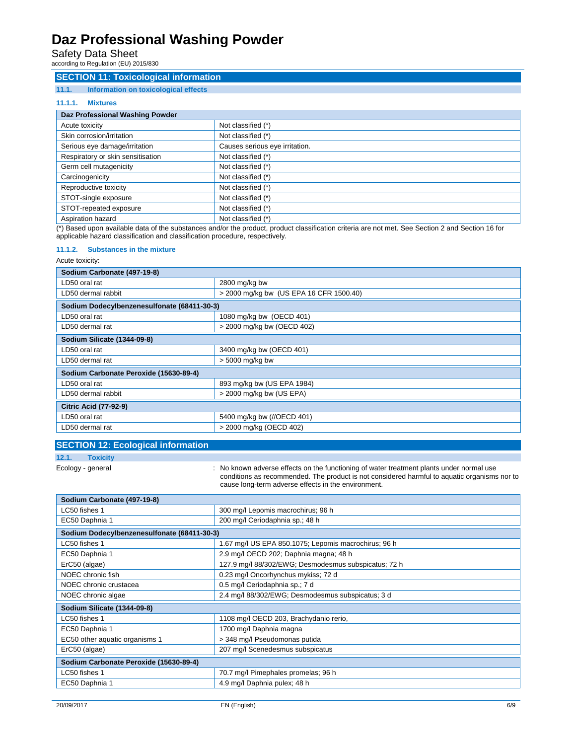## SECTION 11: Toxicological information

### 11.1. Information on toxicological effects

#### 11.1.1. Mixtures

| Daz Professional Washing Powder | |
|---|---|
| Acute toxicity | Not classified (*) |
| Skin corrosion/irritation | Not classified (*) |
| Serious eye damage/irritation | Causes serious eye irritation. |
| Respiratory or skin sensitisation | Not classified (*) |
| Germ cell mutagenicity | Not classified (*) |
| Carcinogenicity | Not classified (*) |
| Reproductive toxicity | Not classified (*) |
| STOT-single exposure | Not classified (*) |
| STOT-repeated exposure | Not classified (*) |
| Aspiration hazard | Not classified (*) |

(*) Based upon available data of the substances and/or the product, product classification criteria are not met. See Section 2 and Section 16 for applicable hazard classification and classification procedure, respectively.

#### 11.1.2. Substances in the mixture

Acute toxicity:

| Sodium Carbonate (497-19-8) | |
|---|---|
| LD50 oral rat | 2800 mg/kg bw |
| LD50 dermal rabbit | > 2000 mg/kg bw (US EPA 16 CFR 1500.40) |
| **Sodium Dodecylbenzenesulfonate (68411-30-3)** | |
| LD50 oral rat | 1080 mg/kg bw (OECD 401) |
| LD50 dermal rat | > 2000 mg/kg bw (OECD 402) |
| **Sodium Silicate (1344-09-8)** | |
| LD50 oral rat | 3400 mg/kg bw (OECD 401) |
| LD50 dermal rat | > 5000 mg/kg bw |
| **Sodium Carbonate Peroxide (15630-89-4)** | |
| LD50 oral rat | 893 mg/kg bw (US EPA 1984) |
| LD50 dermal rabbit | > 2000 mg/kg bw (US EPA) |
| **Citric Acid (77-92-9)** | |
| LD50 oral rat | 5400 mg/kg bw (//OECD 401) |
| LD50 dermal rat | > 2000 mg/kg (OECD 402) |

## SECTION 12: Ecological information

### 12.1. Toxicity

Ecology - general : No known adverse effects on the functioning of water treatment plants under normal use conditions as recommended. The product is not considered harmful to aquatic organisms nor to cause long-term adverse effects in the environment.

| Sodium Carbonate (497-19-8) | |
|---|---|
| LC50 fishes 1 | 300 mg/l Lepomis macrochirus; 96 h |
| EC50 Daphnia 1 | 200 mg/l Ceriodaphnia sp.; 48 h |
| **Sodium Dodecylbenzenesulfonate (68411-30-3)** | |
| LC50 fishes 1 | 1.67 mg/l US EPA 850.1075; Lepomis macrochirus; 96 h |
| EC50 Daphnia 1 | 2.9 mg/l OECD 202; Daphnia magna; 48 h |
| ErC50 (algae) | 127.9 mg/l 88/302/EWG; Desmodesmus subspicatus; 72 h |
| NOEC chronic fish | 0.23 mg/l Oncorhynchus mykiss; 72 d |
| NOEC chronic crustacea | 0.5 mg/l Ceriodaphnia sp.; 7 d |
| NOEC chronic algae | 2.4 mg/l 88/302/EWG; Desmodesmus subspicatus; 3 d |
| **Sodium Silicate (1344-09-8)** | |
| LC50 fishes 1 | 1108 mg/l OECD 203, Brachydanio rerio, |
| EC50 Daphnia 1 | 1700 mg/l Daphnia magna |
| EC50 other aquatic organisms 1 | > 348 mg/l Pseudomonas putida |
| ErC50 (algae) | 207 mg/l Scenedesmus subspicatus |
| **Sodium Carbonate Peroxide (15630-89-4)** | |
| LC50 fishes 1 | 70.7 mg/l Pimephales promelas; 96 h |
| EC50 Daphnia 1 | 4.9 mg/l Daphnia pulex; 48 h |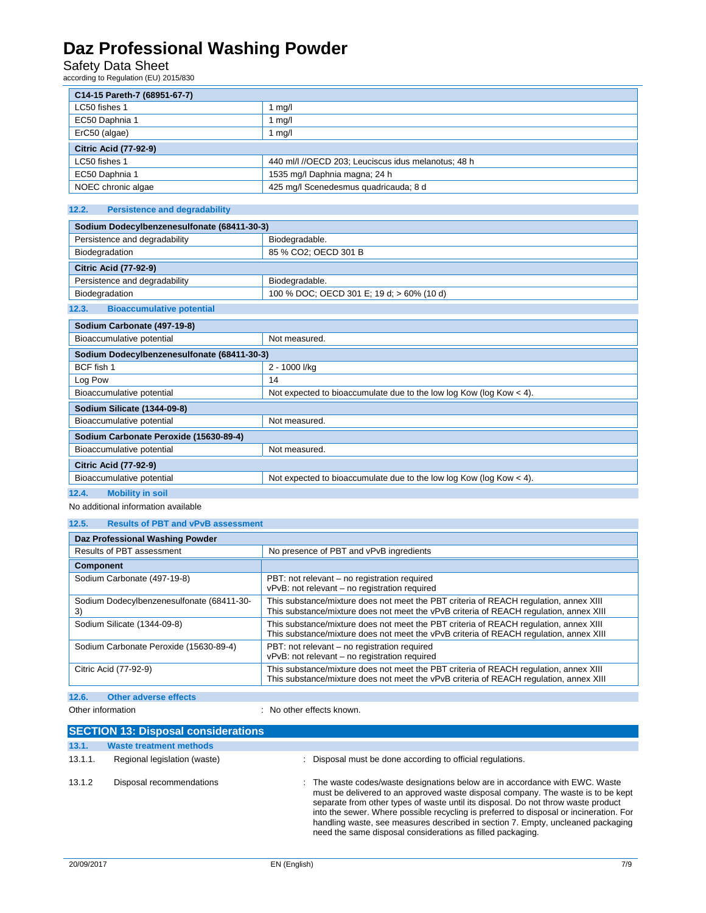| C14-15 Pareth-7 (68951-67-7) | |
|---|---|
| LC50 fishes 1 | 1 mg/l |
| EC50 Daphnia 1 | 1 mg/l |
| ErC50 (algae) | 1 mg/l |
| **Citric Acid (77-92-9)** | |
| LC50 fishes 1 | 440 ml/l //OECD 203; Leuciscus idus melanotus; 48 h |
| EC50 Daphnia 1 | 1535 mg/l Daphnia magna; 24 h |
| NOEC chronic algae | 425 mg/l Scenedesmus quadricauda; 8 d |

### 12.2. Persistence and degradability

| Sodium Dodecylbenzenesulfonate (68411-30-3) | |
|---|---|
| Persistence and degradability | Biodegradable. |
| Biodegradation | 85 % CO2; OECD 301 B |
| **Citric Acid (77-92-9)** | |
| Persistence and degradability | Biodegradable. |
| Biodegradation | 100 % DOC; OECD 301 E; 19 d; > 60% (10 d) |

### 12.3. Bioaccumulative potential

| Sodium Carbonate (497-19-8) | |
|---|---|
| Bioaccumulative potential | Not measured. |
| **Sodium Dodecylbenzenesulfonate (68411-30-3)** | |
| BCF fish 1 | 2 - 1000 l/kg |
| Log Pow | 14 |
| Bioaccumulative potential | Not expected to bioaccumulate due to the low log Kow (log Kow < 4). |
| **Sodium Silicate (1344-09-8)** | |
| Bioaccumulative potential | Not measured. |
| **Sodium Carbonate Peroxide (15630-89-4)** | |
| Bioaccumulative potential | Not measured. |
| **Citric Acid (77-92-9)** | |
| Bioaccumulative potential | Not expected to bioaccumulate due to the low log Kow (log Kow < 4). |

### 12.4. Mobility in soil

No additional information available

### 12.5. Results of PBT and vPvB assessment

| Daz Professional Washing Powder | |
|---|---|
| Results of PBT assessment | No presence of PBT and vPvB ingredients |
| **Component** | |
| Sodium Carbonate (497-19-8) | PBT: not relevant – no registration required<br>vPvB: not relevant – no registration required |
| Sodium Dodecylbenzenesulfonate (68411-30-3) | This substance/mixture does not meet the PBT criteria of REACH regulation, annex XIII<br>This substance/mixture does not meet the vPvB criteria of REACH regulation, annex XIII |
| Sodium Silicate (1344-09-8) | This substance/mixture does not meet the PBT criteria of REACH regulation, annex XIII<br>This substance/mixture does not meet the vPvB criteria of REACH regulation, annex XIII |
| Sodium Carbonate Peroxide (15630-89-4) | PBT: not relevant – no registration required<br>vPvB: not relevant – no registration required |
| Citric Acid (77-92-9) | This substance/mixture does not meet the PBT criteria of REACH regulation, annex XIII<br>This substance/mixture does not meet the vPvB criteria of REACH regulation, annex XIII |

### 12.6. Other adverse effects

Other information : No other effects known.

## SECTION 13: Disposal considerations

### 13.1. Waste treatment methods

13.1.1. Regional legislation (waste) : Disposal must be done according to official regulations.

13.1.2 Disposal recommendations : The waste codes/waste designations below are in accordance with EWC. Waste must be delivered to an approved waste disposal company. The waste is to be kept separate from other types of waste until its disposal. Do not throw waste product into the sewer. Where possible recycling is preferred to disposal or incineration. For handling waste, see measures described in section 7. Empty, uncleaned packaging need the same disposal considerations as filled packaging.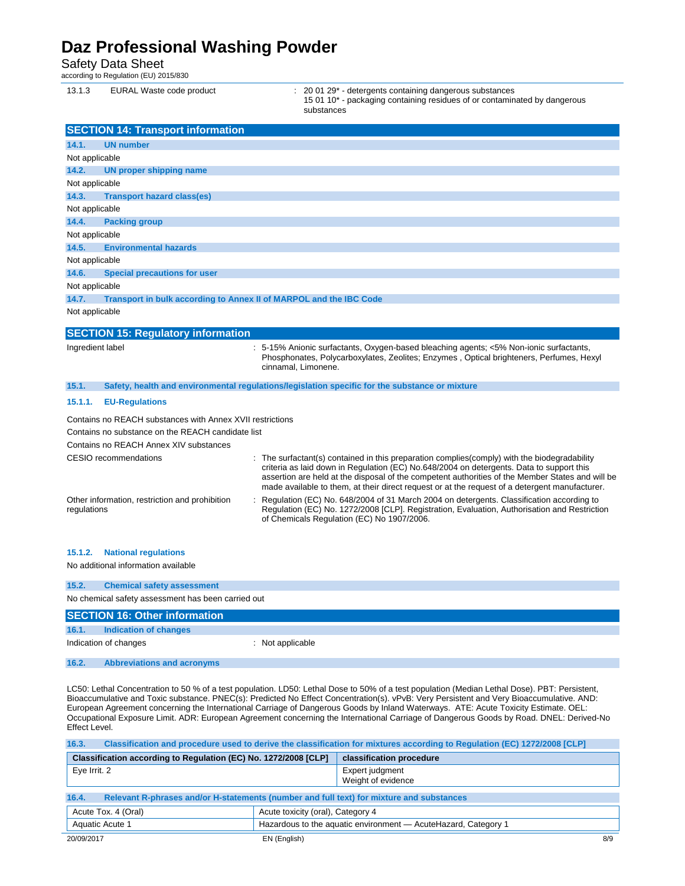| | | |
|---|---|---|
| 13.1.3 | EURAL Waste code product | : 20 01 29* - detergents containing dangerous substances<br>15 01 10* - packaging containing residues of or contaminated by dangerous substances |

## SECTION 14: Transport information

### 14.1. UN number

Not applicable

### 14.2. UN proper shipping name

Not applicable

### 14.3. Transport hazard class(es)

Not applicable

### 14.4. Packing group

Not applicable

### 14.5. Environmental hazards

Not applicable

### 14.6. Special precautions for user

Not applicable

### 14.7. Transport in bulk according to Annex II of MARPOL and the IBC Code

Not applicable

## SECTION 15: Regulatory information

Ingredient label : 5-15% Anionic surfactants, Oxygen-based bleaching agents; <5% Non-ionic surfactants, Phosphonates, Polycarboxylates, Zeolites; Enzymes , Optical brighteners, Perfumes, Hexyl cinnamal, Limonene.

### 15.1. Safety, health and environmental regulations/legislation specific for the substance or mixture

#### 15.1.1. EU-Regulations

Contains no REACH substances with Annex XVII restrictions

Contains no substance on the REACH candidate list

Contains no REACH Annex XIV substances

CESIO recommendations : The surfactant(s) contained in this preparation complies(comply) with the biodegradability criteria as laid down in Regulation (EC) No.648/2004 on detergents. Data to support this assertion are held at the disposal of the competent authorities of the Member States and will be made available to them, at their direct request or at the request of a detergent manufacturer.

Other information, restriction and prohibition regulations : Regulation (EC) No. 648/2004 of 31 March 2004 on detergents. Classification according to Regulation (EC) No. 1272/2008 [CLP]. Registration, Evaluation, Authorisation and Restriction of Chemicals Regulation (EC) No 1907/2006.

#### 15.1.2. National regulations

No additional information available

### 15.2. Chemical safety assessment

No chemical safety assessment has been carried out

## SECTION 16: Other information

### 16.1. Indication of changes

Indication of changes : Not applicable

### 16.2. Abbreviations and acronyms

LC50: Lethal Concentration to 50 % of a test population. LD50: Lethal Dose to 50% of a test population (Median Lethal Dose). PBT: Persistent, Bioaccumulative and Toxic substance. PNEC(s): Predicted No Effect Concentration(s). vPvB: Very Persistent and Very Bioaccumulative. AND: European Agreement concerning the International Carriage of Dangerous Goods by Inland Waterways. ATE: Acute Toxicity Estimate. OEL: Occupational Exposure Limit. ADR: European Agreement concerning the International Carriage of Dangerous Goods by Road. DNEL: Derived-No Effect Level.

### 16.3. Classification and procedure used to derive the classification for mixtures according to Regulation (EC) 1272/2008 [CLP]

| Classification according to Regulation (EC) No. 1272/2008 [CLP] | classification procedure |
|---|---|
| Eye Irrit. 2 | Expert judgment<br>Weight of evidence |

### 16.4. Relevant R-phrases and/or H-statements (number and full text) for mixture and substances

| | |
|---|---|
| Acute Tox. 4 (Oral) | Acute toxicity (oral), Category 4 |
| Aquatic Acute 1 | Hazardous to the aquatic environment — AcuteHazard, Category 1 |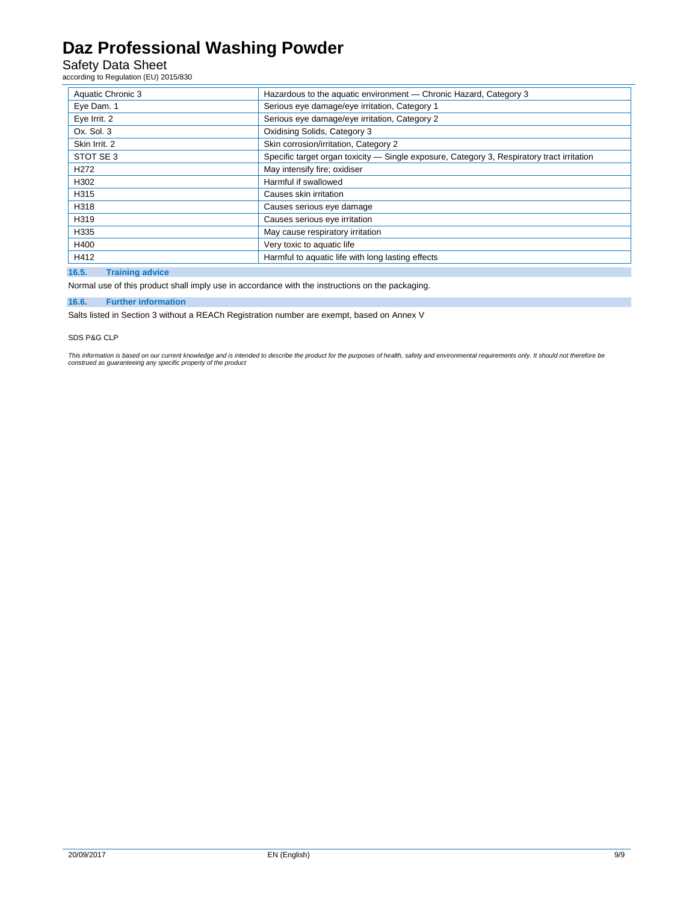| | |
|---|---|
| Aquatic Chronic 3 | Hazardous to the aquatic environment — Chronic Hazard, Category 3 |
| Eye Dam. 1 | Serious eye damage/eye irritation, Category 1 |
| Eye Irrit. 2 | Serious eye damage/eye irritation, Category 2 |
| Ox. Sol. 3 | Oxidising Solids, Category 3 |
| Skin Irrit. 2 | Skin corrosion/irritation, Category 2 |
| STOT SE 3 | Specific target organ toxicity — Single exposure, Category 3, Respiratory tract irritation |
| H272 | May intensify fire; oxidiser |
| H302 | Harmful if swallowed |
| H315 | Causes skin irritation |
| H318 | Causes serious eye damage |
| H319 | Causes serious eye irritation |
| H335 | May cause respiratory irritation |
| H400 | Very toxic to aquatic life |
| H412 | Harmful to aquatic life with long lasting effects |

### 16.5. Training advice

Normal use of this product shall imply use in accordance with the instructions on the packaging.

### 16.6. Further information

Salts listed in Section 3 without a REACh Registration number are exempt, based on Annex V

SDS P&G CLP

*This information is based on our current knowledge and is intended to describe the product for the purposes of health, safety and environmental requirements only. It should not therefore be construed as guaranteeing any specific property of the product*